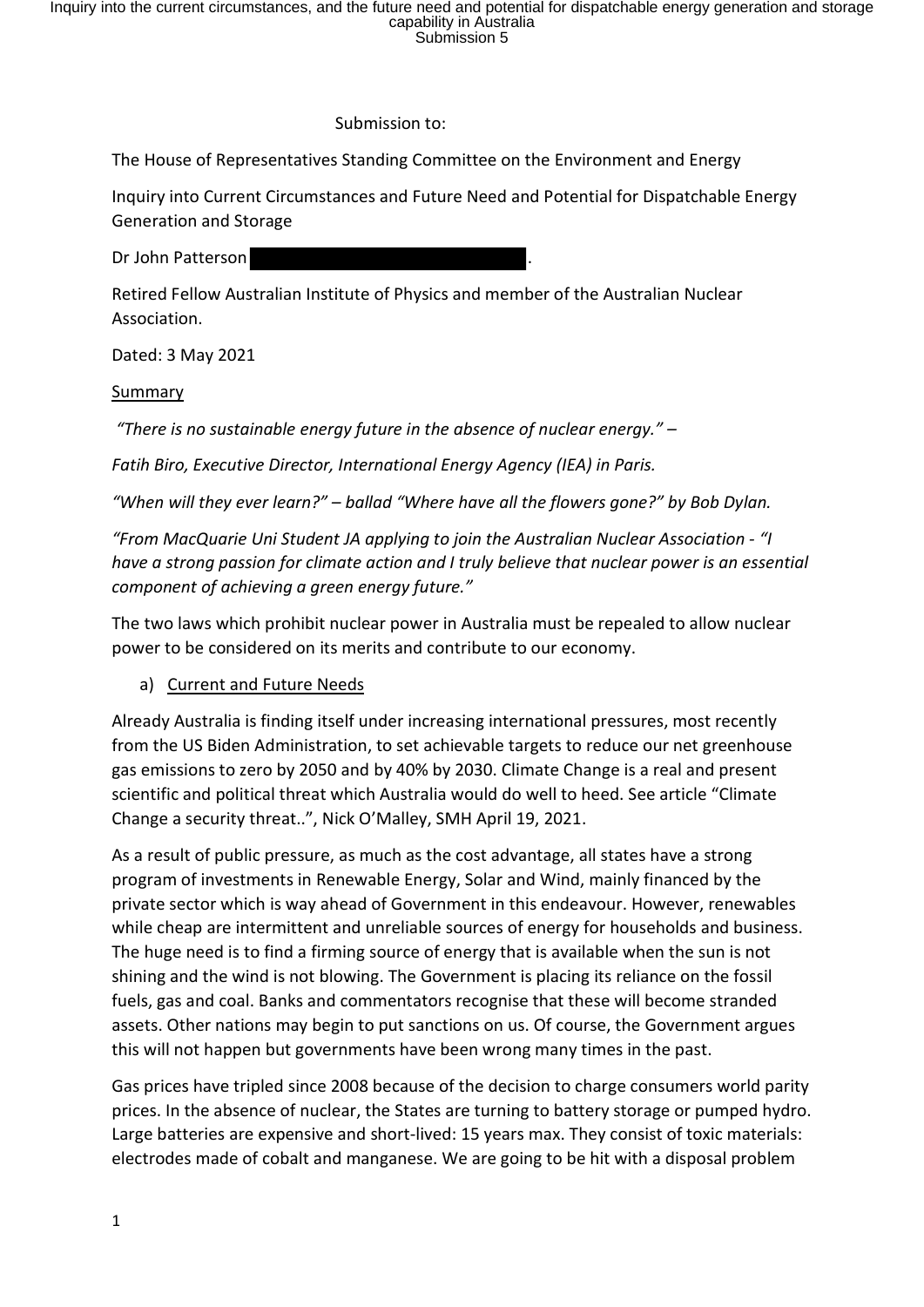Submission to:

The House of Representatives Standing Committee on the Environment and Energy

Inquiry into Current Circumstances and Future Need and Potential for Dispatchable Energy Generation and Storage

Dr John Patterson .

Retired Fellow Australian Institute of Physics and member of the Australian Nuclear Association.

Dated: 3 May 2021

<u>Summary</u>

*"There is no sustainable energy future in the absence of nuclear energy." –*

*Fatih Biro, Executive Director, International Energy Agency (IEA) in Paris.*

*"When will they ever learn?" – ballad "Where have all the flowers gone?" by Bob Dylan.*

*"From MacQuarie Uni Student JA applying to join the Australian Nuclear Association - "I have a strong passion for climate action and I truly believe that nuclear power is an essential component of achieving a green energy future."*

The two laws which prohibit nuclear power in Australia must be repealed to allow nuclear power to be considered on its merits and contribute to our economy.

a) <u>Current and Future Needs</u>

Already Australia is finding itself under increasing international pressures, most recently from the US Biden Administration, to set achievable targets to reduce our net greenhouse gas emissions to zero by 2050 and by 40% by 2030. Climate Change is a real and present scientific and political threat which Australia would do well to heed. See article "Climate Change a security threat..", Nick O'Malley, SMH April 19, 2021.

As a result of public pressure, as much as the cost advantage, all states have a strong program of investments in Renewable Energy, Solar and Wind, mainly financed by the private sector which is way ahead of Government in this endeavour. However, renewables while cheap are intermittent and unreliable sources of energy for households and business. The huge need is to find a firming source of energy that is available when the sun is not shining and the wind is not blowing. The Government is placing its reliance on the fossil fuels, gas and coal. Banks and commentators recognise that these will become stranded assets. Other nations may begin to put sanctions on us. Of course, the Government argues this will not happen but governments have been wrong many times in the past.

Gas prices have tripled since 2008 because of the decision to charge consumers world parity prices. In the absence of nuclear, the States are turning to battery storage or pumped hydro. Large batteries are expensive and short-lived: 15 years max. They consist of toxic materials: electrodes made of cobalt and manganese. We are going to be hit with a disposal problem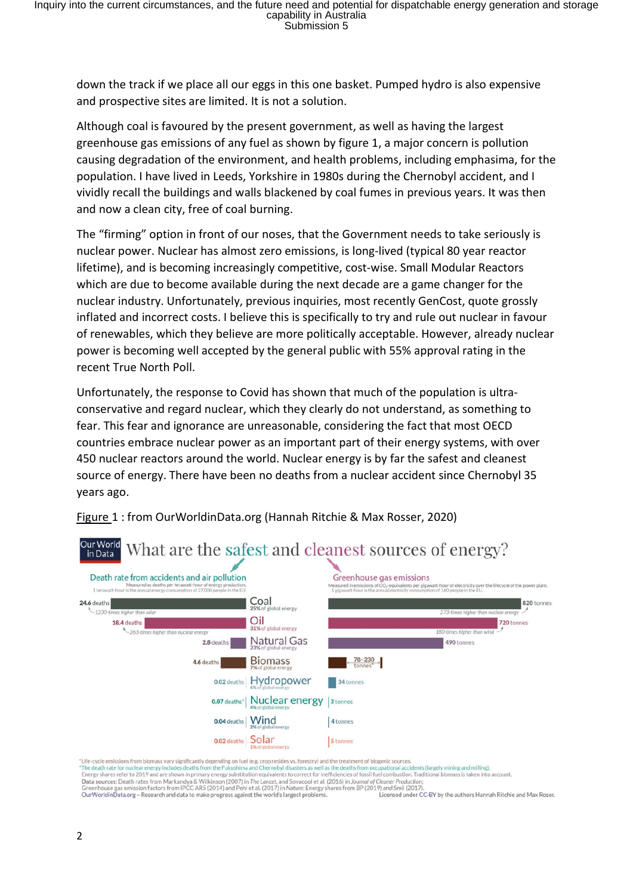down the track if we place all our eggs in this one basket. Pumped hydro is also expensive and prospective sites are limited. It is not a solution.

Although coal is favoured by the present government, as well as having the largest greenhouse gas emissions of any fuel as shown by figure 1, a major concern is pollution causing degradation of the environment, and health problems, including emphasima, for the population. I have lived in Leeds, Yorkshire in 1980s during the Chernobyl accident, and I vividly recall the buildings and walls blackened by coal fumes in previous years. It was then and now a clean city, free of coal burning.

The "firming" option in front of our noses, that the Government needs to take seriously is nuclear power. Nuclear has almost zero emissions, is long-lived (typical 80 year reactor lifetime), and is becoming increasingly competitive, cost-wise. Small Modular Reactors which are due to become available during the next decade are a game changer for the nuclear industry. Unfortunately, previous inquiries, most recently GenCost, quote grossly inflated and incorrect costs. I believe this is specifically to try and rule out nuclear in favour of renewables, which they believe are more politically acceptable. However, already nuclear power is becoming well accepted by the general public with 55% approval rating in the recent True North Poll.

Unfortunately, the response to Covid has shown that much of the population is ultra-conservative and regard nuclear, which they clearly do not understand, as something to fear. This fear and ignorance are unreasonable, considering the fact that most OECD countries embrace nuclear power as an important part of their energy systems, with over 450 nuclear reactors around the world. Nuclear energy is by far the safest and cleanest source of energy. There have been no deaths from a nuclear accident since Chernobyl 35 years ago.

Figure 1 : from OurWorldinData.org (Hannah Ritchie & Max Rosser, 2020)

**What are the safest and cleanest sources of energy?**

| Energy source | Death rate from accidents and air pollution (deaths per terawatt-hour of energy production) | Greenhouse gas emissions (tonnes $CO_2$-equivalents per gigawatt-hour of electricity over the lifecycle of the power plant) |
|---|---|---|
| Coal (25% of global energy) | 24.6 deaths (1230-times higher than solar) | 820 tonnes (273-times higher than nuclear energy) |
| Oil (31% of global energy) | 18.4 deaths (263-times higher than nuclear energy) | 720 tonnes (180-times higher than wind) |
| Natural Gas (23% of global energy) | 2.8 deaths | 490 tonnes |
| Biomass (7% of global energy) | 4.6 deaths | 78–230 tonnes* |
| Hydropower (6% of global energy) | 0.02 deaths | 34 tonnes |
| Nuclear energy (4% of global energy) | 0.07 deaths† | 3 tonnes |
| Wind (2% of global energy) | 0.04 deaths | 4 tonnes |
| Solar (1% of global energy) | 0.02 deaths | 5 tonnes |

Death rate measured as deaths per terawatt-hour of energy production. 1 terawatt-hour is the annual energy consumption of 27,000 people in the EU.
Greenhouse gas emissions measured in emissions of $CO_2$-equivalents per gigawatt-hour of electricity over the lifecycle of the power plant. 1 gigawatt-hour is the annual electricity consumption of 160 people in the EU.

*Life-cycle emissions from biomass vary significantly depending on fuel (e.g. crop residues vs. forestry) and the treatment of biogenic sources.
†The death rate for nuclear energy includes deaths from the Fukushima and Chernobyl disasters as well as the deaths from occupational accidents (largely mining and milling).
Energy shares refer to 2019 and are shown in primary energy substitution equivalents to correct for inefficiencies of fossil fuel combustion. Traditional biomass is taken into account.
Data sources: Death rates from Markandya & Wilkinson (2007) in The Lancet, and Sovacool et al. (2016) in Journal of Cleaner Production;
Greenhouse gas emission factors from IPCC AR5 (2014) and Pehl et al. (2017) in Nature; Energy shares from BP (2019) and Smil (2017).
OurWorldinData.org – Research and data to make progress against the world's largest problems. Licensed under CC-BY by the authors Hannah Ritchie and Max Roser.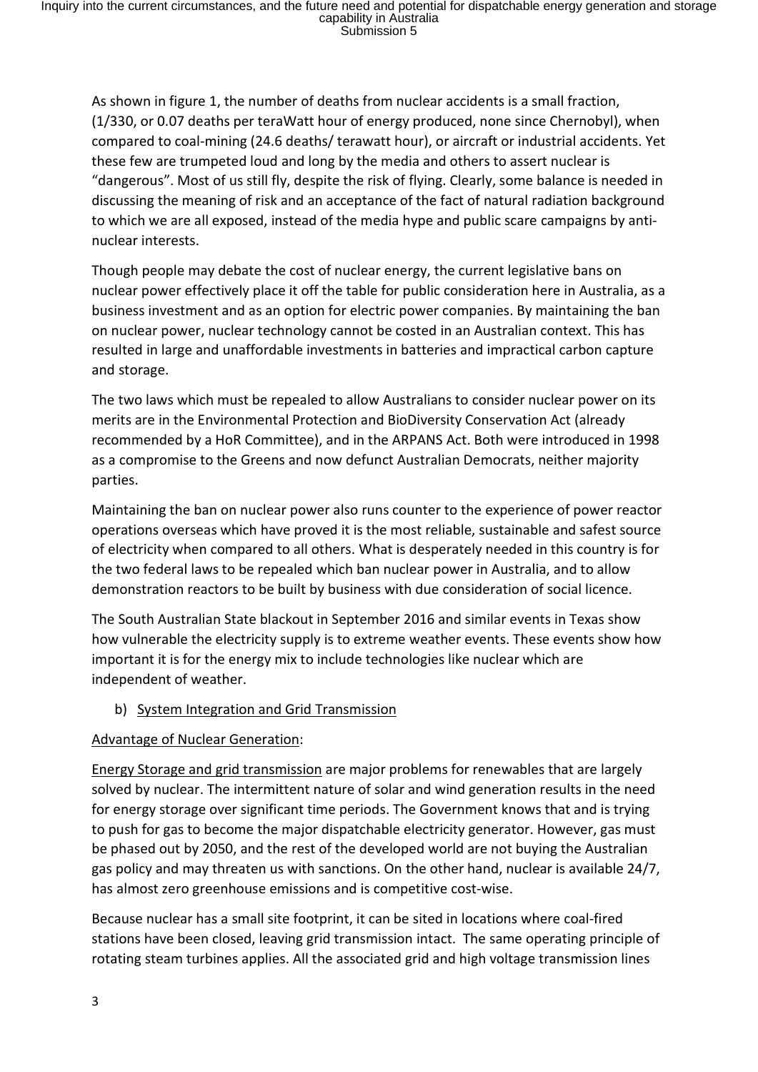As shown in figure 1, the number of deaths from nuclear accidents is a small fraction, (1/330, or 0.07 deaths per teraWatt hour of energy produced, none since Chernobyl), when compared to coal-mining (24.6 deaths/ terawatt hour), or aircraft or industrial accidents. Yet these few are trumpeted loud and long by the media and others to assert nuclear is "dangerous". Most of us still fly, despite the risk of flying. Clearly, some balance is needed in discussing the meaning of risk and an acceptance of the fact of natural radiation background to which we are all exposed, instead of the media hype and public scare campaigns by anti-nuclear interests.

Though people may debate the cost of nuclear energy, the current legislative bans on nuclear power effectively place it off the table for public consideration here in Australia, as a business investment and as an option for electric power companies. By maintaining the ban on nuclear power, nuclear technology cannot be costed in an Australian context. This has resulted in large and unaffordable investments in batteries and impractical carbon capture and storage.

The two laws which must be repealed to allow Australians to consider nuclear power on its merits are in the Environmental Protection and BioDiversity Conservation Act (already recommended by a HoR Committee), and in the ARPANS Act. Both were introduced in 1998 as a compromise to the Greens and now defunct Australian Democrats, neither majority parties.

Maintaining the ban on nuclear power also runs counter to the experience of power reactor operations overseas which have proved it is the most reliable, sustainable and safest source of electricity when compared to all others. What is desperately needed in this country is for the two federal laws to be repealed which ban nuclear power in Australia, and to allow demonstration reactors to be built by business with due consideration of social licence.

The South Australian State blackout in September 2016 and similar events in Texas show how vulnerable the electricity supply is to extreme weather events. These events show how important it is for the energy mix to include technologies like nuclear which are independent of weather.

b) <u>System Integration and Grid Transmission</u>

<u>Advantage of Nuclear Generation</u>:

<u>Energy Storage and grid transmission</u> are major problems for renewables that are largely solved by nuclear. The intermittent nature of solar and wind generation results in the need for energy storage over significant time periods. The Government knows that and is trying to push for gas to become the major dispatchable electricity generator. However, gas must be phased out by 2050, and the rest of the developed world are not buying the Australian gas policy and may threaten us with sanctions. On the other hand, nuclear is available 24/7, has almost zero greenhouse emissions and is competitive cost-wise.

Because nuclear has a small site footprint, it can be sited in locations where coal-fired stations have been closed, leaving grid transmission intact. The same operating principle of rotating steam turbines applies. All the associated grid and high voltage transmission lines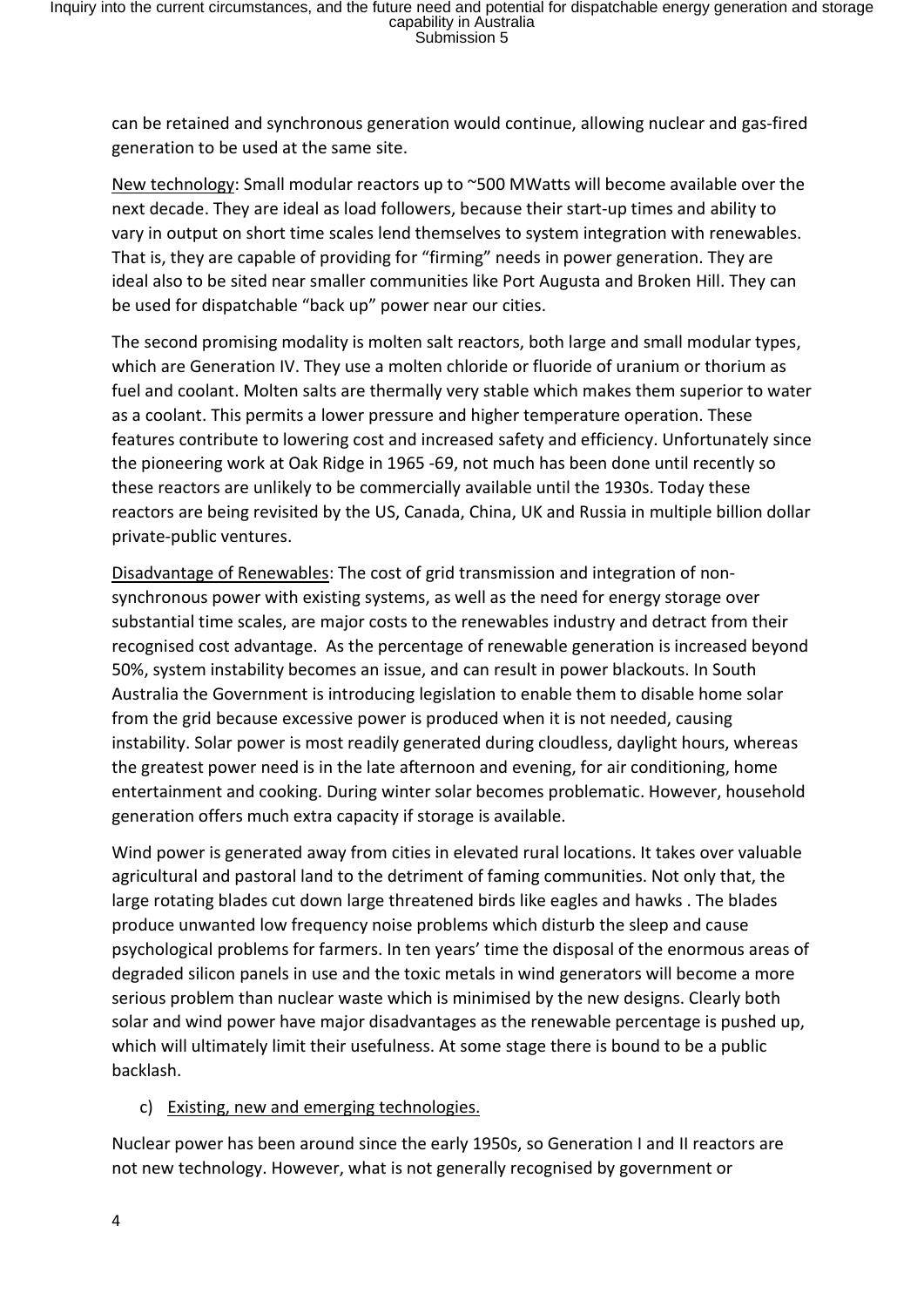can be retained and synchronous generation would continue, allowing nuclear and gas-fired generation to be used at the same site.

New technology: Small modular reactors up to ~500 MWatts will become available over the next decade. They are ideal as load followers, because their start-up times and ability to vary in output on short time scales lend themselves to system integration with renewables. That is, they are capable of providing for "firming" needs in power generation. They are ideal also to be sited near smaller communities like Port Augusta and Broken Hill. They can be used for dispatchable "back up" power near our cities.

The second promising modality is molten salt reactors, both large and small modular types, which are Generation IV. They use a molten chloride or fluoride of uranium or thorium as fuel and coolant. Molten salts are thermally very stable which makes them superior to water as a coolant. This permits a lower pressure and higher temperature operation. These features contribute to lowering cost and increased safety and efficiency. Unfortunately since the pioneering work at Oak Ridge in 1965 -69, not much has been done until recently so these reactors are unlikely to be commercially available until the 1930s. Today these reactors are being revisited by the US, Canada, China, UK and Russia in multiple billion dollar private-public ventures.

Disadvantage of Renewables: The cost of grid transmission and integration of non-synchronous power with existing systems, as well as the need for energy storage over substantial time scales, are major costs to the renewables industry and detract from their recognised cost advantage. As the percentage of renewable generation is increased beyond 50%, system instability becomes an issue, and can result in power blackouts. In South Australia the Government is introducing legislation to enable them to disable home solar from the grid because excessive power is produced when it is not needed, causing instability. Solar power is most readily generated during cloudless, daylight hours, whereas the greatest power need is in the late afternoon and evening, for air conditioning, home entertainment and cooking. During winter solar becomes problematic. However, household generation offers much extra capacity if storage is available.

Wind power is generated away from cities in elevated rural locations. It takes over valuable agricultural and pastoral land to the detriment of faming communities. Not only that, the large rotating blades cut down large threatened birds like eagles and hawks . The blades produce unwanted low frequency noise problems which disturb the sleep and cause psychological problems for farmers. In ten years' time the disposal of the enormous areas of degraded silicon panels in use and the toxic metals in wind generators will become a more serious problem than nuclear waste which is minimised by the new designs. Clearly both solar and wind power have major disadvantages as the renewable percentage is pushed up, which will ultimately limit their usefulness. At some stage there is bound to be a public backlash.

c) Existing, new and emerging technologies.

Nuclear power has been around since the early 1950s, so Generation I and II reactors are not new technology. However, what is not generally recognised by government or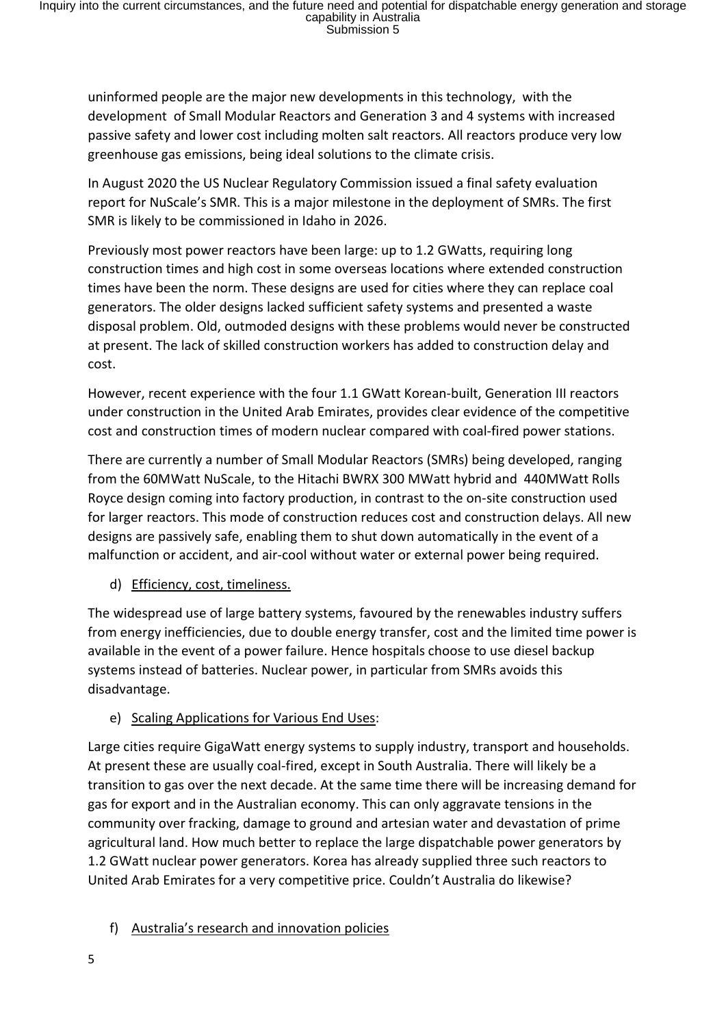uninformed people are the major new developments in this technology, with the development of Small Modular Reactors and Generation 3 and 4 systems with increased passive safety and lower cost including molten salt reactors. All reactors produce very low greenhouse gas emissions, being ideal solutions to the climate crisis.

In August 2020 the US Nuclear Regulatory Commission issued a final safety evaluation report for NuScale's SMR. This is a major milestone in the deployment of SMRs. The first SMR is likely to be commissioned in Idaho in 2026.

Previously most power reactors have been large: up to 1.2 GWatts, requiring long construction times and high cost in some overseas locations where extended construction times have been the norm. These designs are used for cities where they can replace coal generators. The older designs lacked sufficient safety systems and presented a waste disposal problem. Old, outmoded designs with these problems would never be constructed at present. The lack of skilled construction workers has added to construction delay and cost.

However, recent experience with the four 1.1 GWatt Korean-built, Generation III reactors under construction in the United Arab Emirates, provides clear evidence of the competitive cost and construction times of modern nuclear compared with coal-fired power stations.

There are currently a number of Small Modular Reactors (SMRs) being developed, ranging from the 60MWatt NuScale, to the Hitachi BWRX 300 MWatt hybrid and 440MWatt Rolls Royce design coming into factory production, in contrast to the on-site construction used for larger reactors. This mode of construction reduces cost and construction delays. All new designs are passively safe, enabling them to shut down automatically in the event of a malfunction or accident, and air-cool without water or external power being required.

d) <u>Efficiency, cost, timeliness.</u>

The widespread use of large battery systems, favoured by the renewables industry suffers from energy inefficiencies, due to double energy transfer, cost and the limited time power is available in the event of a power failure. Hence hospitals choose to use diesel backup systems instead of batteries. Nuclear power, in particular from SMRs avoids this disadvantage.

e) <u>Scaling Applications for Various End Uses</u>:

Large cities require GigaWatt energy systems to supply industry, transport and households. At present these are usually coal-fired, except in South Australia. There will likely be a transition to gas over the next decade. At the same time there will be increasing demand for gas for export and in the Australian economy. This can only aggravate tensions in the community over fracking, damage to ground and artesian water and devastation of prime agricultural land. How much better to replace the large dispatchable power generators by 1.2 GWatt nuclear power generators. Korea has already supplied three such reactors to United Arab Emirates for a very competitive price. Couldn't Australia do likewise?

f) <u>Australia's research and innovation policies</u>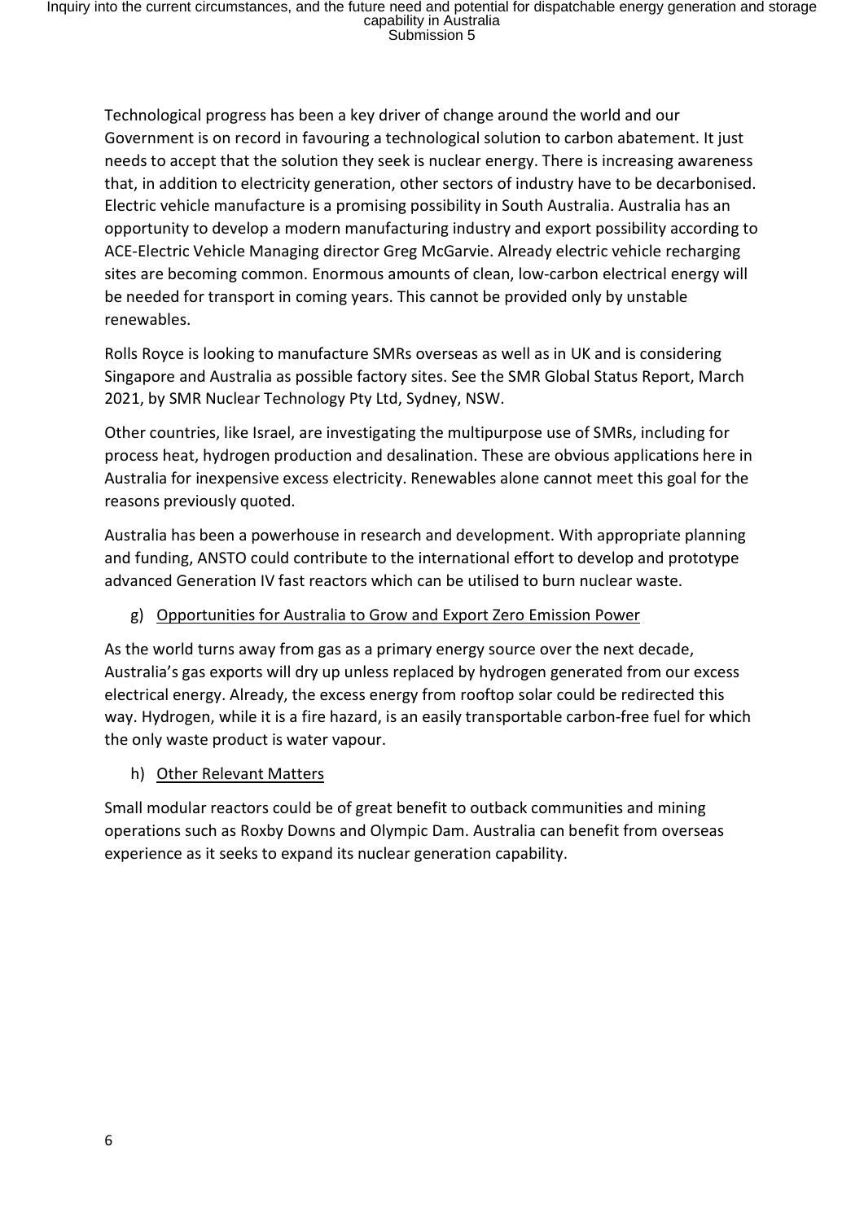Technological progress has been a key driver of change around the world and our Government is on record in favouring a technological solution to carbon abatement. It just needs to accept that the solution they seek is nuclear energy. There is increasing awareness that, in addition to electricity generation, other sectors of industry have to be decarbonised. Electric vehicle manufacture is a promising possibility in South Australia. Australia has an opportunity to develop a modern manufacturing industry and export possibility according to ACE-Electric Vehicle Managing director Greg McGarvie. Already electric vehicle recharging sites are becoming common. Enormous amounts of clean, low-carbon electrical energy will be needed for transport in coming years. This cannot be provided only by unstable renewables.

Rolls Royce is looking to manufacture SMRs overseas as well as in UK and is considering Singapore and Australia as possible factory sites. See the SMR Global Status Report, March 2021, by SMR Nuclear Technology Pty Ltd, Sydney, NSW.

Other countries, like Israel, are investigating the multipurpose use of SMRs, including for process heat, hydrogen production and desalination. These are obvious applications here in Australia for inexpensive excess electricity. Renewables alone cannot meet this goal for the reasons previously quoted.

Australia has been a powerhouse in research and development. With appropriate planning and funding, ANSTO could contribute to the international effort to develop and prototype advanced Generation IV fast reactors which can be utilised to burn nuclear waste.

g) Opportunities for Australia to Grow and Export Zero Emission Power

As the world turns away from gas as a primary energy source over the next decade, Australia's gas exports will dry up unless replaced by hydrogen generated from our excess electrical energy. Already, the excess energy from rooftop solar could be redirected this way. Hydrogen, while it is a fire hazard, is an easily transportable carbon-free fuel for which the only waste product is water vapour.

h) Other Relevant Matters

Small modular reactors could be of great benefit to outback communities and mining operations such as Roxby Downs and Olympic Dam. Australia can benefit from overseas experience as it seeks to expand its nuclear generation capability.